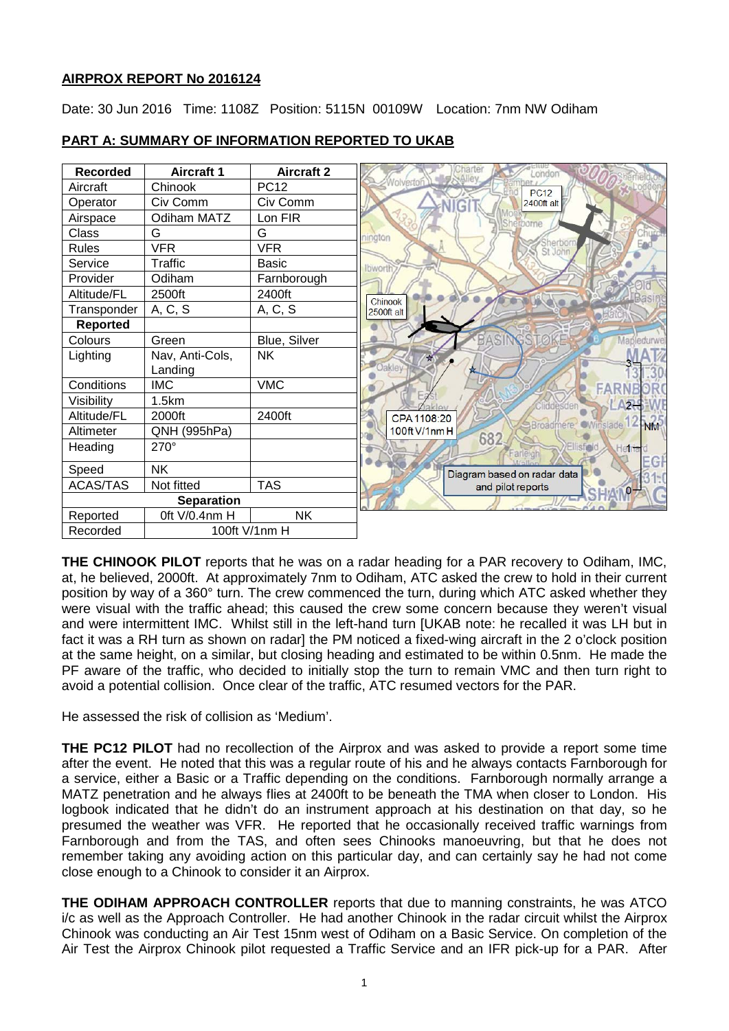**AIRPROX REPORT No 2016124**

Date: 30 Jun 2016 Time: 1108Z Position: 5115N 00109W Location: 7nm NW Odiham

**PART A: SUMMARY OF INFORMATION REPORTED TO UKAB**

| **Recorded** | **Aircraft 1** | **Aircraft 2** |
|---|---|---|
| Aircraft | Chinook | PC12 |
| Operator | Civ Comm | Civ Comm |
| Airspace | Odiham MATZ | Lon FIR |
| Class | G | G |
| Rules | VFR | VFR |
| Service | Traffic | Basic |
| Provider | Odiham | Farnborough |
| Altitude/FL | 2500ft | 2400ft |
| Transponder | A, C, S | A, C, S |
| **Reported** | | |
| Colours | Green | Blue, Silver |
| Lighting | Nav, Anti-Cols, Landing | NK |
| Conditions | IMC | VMC |
| Visibility | 1.5km | |
| Altitude/FL | 2000ft | 2400ft |
| Altimeter | QNH (995hPa) | |
| Heading | 270° | |
| Speed | NK | |
| ACAS/TAS | Not fitted | TAS |
| **Separation** | | |
| Reported | 0ft V/0.4nm H | NK |
| Recorded | 100ft V/1nm H | |

PC12
2400ft alt
Chinook
2500ft alt
CPA 1108:20
100ft V/1nm H
Diagram based on radar data and pilot reports

**THE CHINOOK PILOT** reports that he was on a radar heading for a PAR recovery to Odiham, IMC, at, he believed, 2000ft. At approximately 7nm to Odiham, ATC asked the crew to hold in their current position by way of a 360° turn. The crew commenced the turn, during which ATC asked whether they were visual with the traffic ahead; this caused the crew some concern because they weren't visual and were intermittent IMC. Whilst still in the left-hand turn [UKAB note: he recalled it was LH but in fact it was a RH turn as shown on radar] the PM noticed a fixed-wing aircraft in the 2 o'clock position at the same height, on a similar, but closing heading and estimated to be within 0.5nm. He made the PF aware of the traffic, who decided to initially stop the turn to remain VMC and then turn right to avoid a potential collision. Once clear of the traffic, ATC resumed vectors for the PAR.

He assessed the risk of collision as 'Medium'.

**THE PC12 PILOT** had no recollection of the Airprox and was asked to provide a report some time after the event. He noted that this was a regular route of his and he always contacts Farnborough for a service, either a Basic or a Traffic depending on the conditions. Farnborough normally arrange a MATZ penetration and he always flies at 2400ft to be beneath the TMA when closer to London. His logbook indicated that he didn't do an instrument approach at his destination on that day, so he presumed the weather was VFR. He reported that he occasionally received traffic warnings from Farnborough and from the TAS, and often sees Chinooks manoeuvring, but that he does not remember taking any avoiding action on this particular day, and can certainly say he had not come close enough to a Chinook to consider it an Airprox.

**THE ODIHAM APPROACH CONTROLLER** reports that due to manning constraints, he was ATCO i/c as well as the Approach Controller. He had another Chinook in the radar circuit whilst the Airprox Chinook was conducting an Air Test 15nm west of Odiham on a Basic Service. On completion of the Air Test the Airprox Chinook pilot requested a Traffic Service and an IFR pick-up for a PAR. After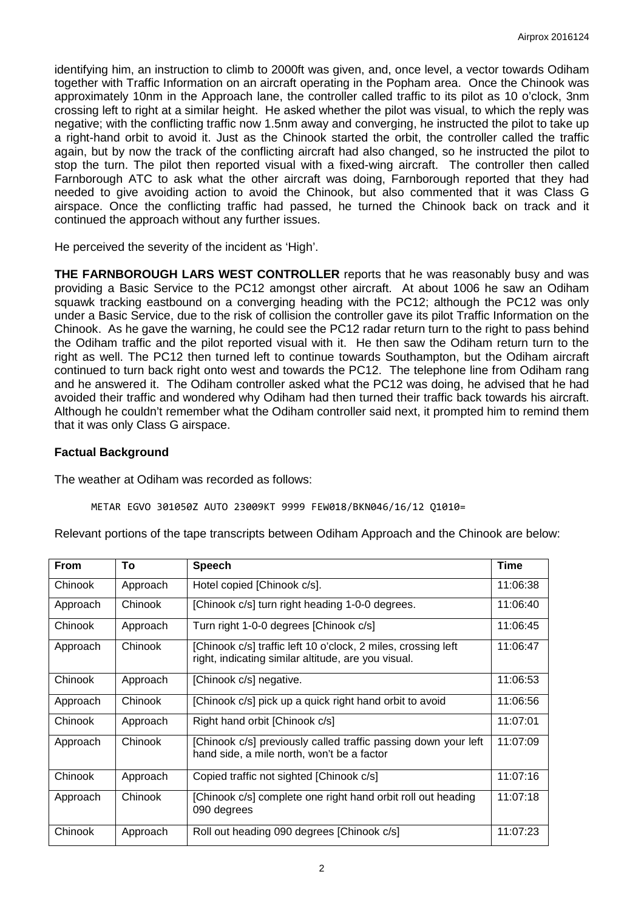identifying him, an instruction to climb to 2000ft was given, and, once level, a vector towards Odiham together with Traffic Information on an aircraft operating in the Popham area. Once the Chinook was approximately 10nm in the Approach lane, the controller called traffic to its pilot as 10 o'clock, 3nm crossing left to right at a similar height. He asked whether the pilot was visual, to which the reply was negative; with the conflicting traffic now 1.5nm away and converging, he instructed the pilot to take up a right-hand orbit to avoid it. Just as the Chinook started the orbit, the controller called the traffic again, but by now the track of the conflicting aircraft had also changed, so he instructed the pilot to stop the turn. The pilot then reported visual with a fixed-wing aircraft. The controller then called Farnborough ATC to ask what the other aircraft was doing, Farnborough reported that they had needed to give avoiding action to avoid the Chinook, but also commented that it was Class G airspace. Once the conflicting traffic had passed, he turned the Chinook back on track and it continued the approach without any further issues.

He perceived the severity of the incident as 'High'.

**THE FARNBOROUGH LARS WEST CONTROLLER** reports that he was reasonably busy and was providing a Basic Service to the PC12 amongst other aircraft. At about 1006 he saw an Odiham squawk tracking eastbound on a converging heading with the PC12; although the PC12 was only under a Basic Service, due to the risk of collision the controller gave its pilot Traffic Information on the Chinook. As he gave the warning, he could see the PC12 radar return turn to the right to pass behind the Odiham traffic and the pilot reported visual with it. He then saw the Odiham return turn to the right as well. The PC12 then turned left to continue towards Southampton, but the Odiham aircraft continued to turn back right onto west and towards the PC12. The telephone line from Odiham rang and he answered it. The Odiham controller asked what the PC12 was doing, he advised that he had avoided their traffic and wondered why Odiham had then turned their traffic back towards his aircraft. Although he couldn't remember what the Odiham controller said next, it prompted him to remind them that it was only Class G airspace.

## Factual Background

The weather at Odiham was recorded as follows:

```
METAR EGVO 301050Z AUTO 23009KT 9999 FEW018/BKN046/16/12 Q1010=
```

Relevant portions of the tape transcripts between Odiham Approach and the Chinook are below:

| From | To | Speech | Time |
|---|---|---|---|
| Chinook | Approach | Hotel copied [Chinook c/s]. | 11:06:38 |
| Approach | Chinook | [Chinook c/s] turn right heading 1-0-0 degrees. | 11:06:40 |
| Chinook | Approach | Turn right 1-0-0 degrees [Chinook c/s] | 11:06:45 |
| Approach | Chinook | [Chinook c/s] traffic left 10 o'clock, 2 miles, crossing left right, indicating similar altitude, are you visual. | 11:06:47 |
| Chinook | Approach | [Chinook c/s] negative. | 11:06:53 |
| Approach | Chinook | [Chinook c/s] pick up a quick right hand orbit to avoid | 11:06:56 |
| Chinook | Approach | Right hand orbit [Chinook c/s] | 11:07:01 |
| Approach | Chinook | [Chinook c/s] previously called traffic passing down your left hand side, a mile north, won't be a factor | 11:07:09 |
| Chinook | Approach | Copied traffic not sighted [Chinook c/s] | 11:07:16 |
| Approach | Chinook | [Chinook c/s] complete one right hand orbit roll out heading 090 degrees | 11:07:18 |
| Chinook | Approach | Roll out heading 090 degrees [Chinook c/s] | 11:07:23 |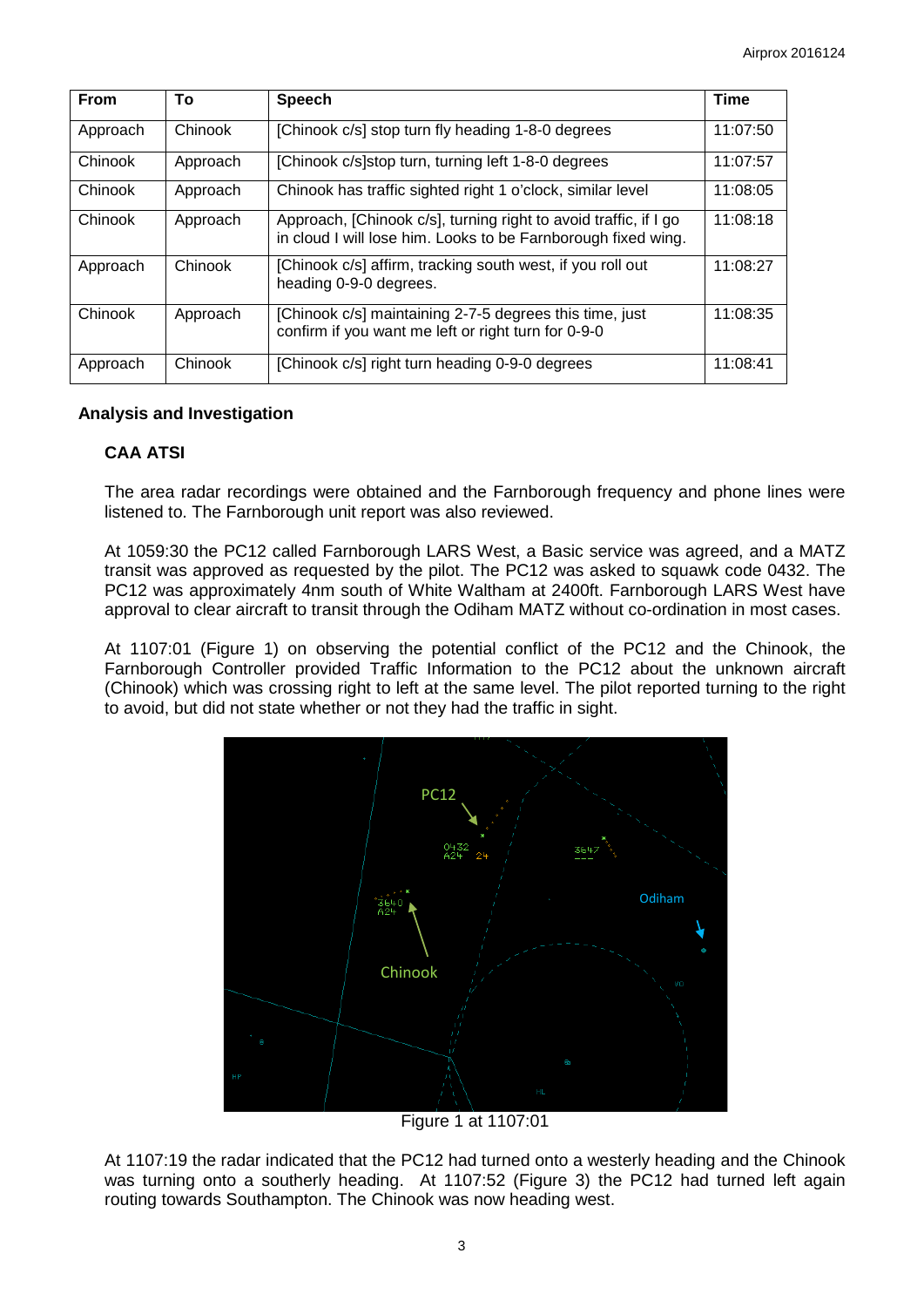| From | To | Speech | Time |
|---|---|---|---|
| Approach | Chinook | [Chinook c/s] stop turn fly heading 1-8-0 degrees | 11:07:50 |
| Chinook | Approach | [Chinook c/s]stop turn, turning left 1-8-0 degrees | 11:07:57 |
| Chinook | Approach | Chinook has traffic sighted right 1 o'clock, similar level | 11:08:05 |
| Chinook | Approach | Approach, [Chinook c/s], turning right to avoid traffic, if I go in cloud I will lose him. Looks to be Farnborough fixed wing. | 11:08:18 |
| Approach | Chinook | [Chinook c/s] affirm, tracking south west, if you roll out heading 0-9-0 degrees. | 11:08:27 |
| Chinook | Approach | [Chinook c/s] maintaining 2-7-5 degrees this time, just confirm if you want me left or right turn for 0-9-0 | 11:08:35 |
| Approach | Chinook | [Chinook c/s] right turn heading 0-9-0 degrees | 11:08:41 |

## Analysis and Investigation

### CAA ATSI

The area radar recordings were obtained and the Farnborough frequency and phone lines were listened to. The Farnborough unit report was also reviewed.

At 1059:30 the PC12 called Farnborough LARS West, a Basic service was agreed, and a MATZ transit was approved as requested by the pilot. The PC12 was asked to squawk code 0432. The PC12 was approximately 4nm south of White Waltham at 2400ft. Farnborough LARS West have approval to clear aircraft to transit through the Odiham MATZ without co-ordination in most cases.

At 1107:01 (Figure 1) on observing the potential conflict of the PC12 and the Chinook, the Farnborough Controller provided Traffic Information to the PC12 about the unknown aircraft (Chinook) which was crossing right to left at the same level. The pilot reported turning to the right to avoid, but did not state whether or not they had the traffic in sight.

Figure 1 at 1107:01

At 1107:19 the radar indicated that the PC12 had turned onto a westerly heading and the Chinook was turning onto a southerly heading. At 1107:52 (Figure 3) the PC12 had turned left again routing towards Southampton. The Chinook was now heading west.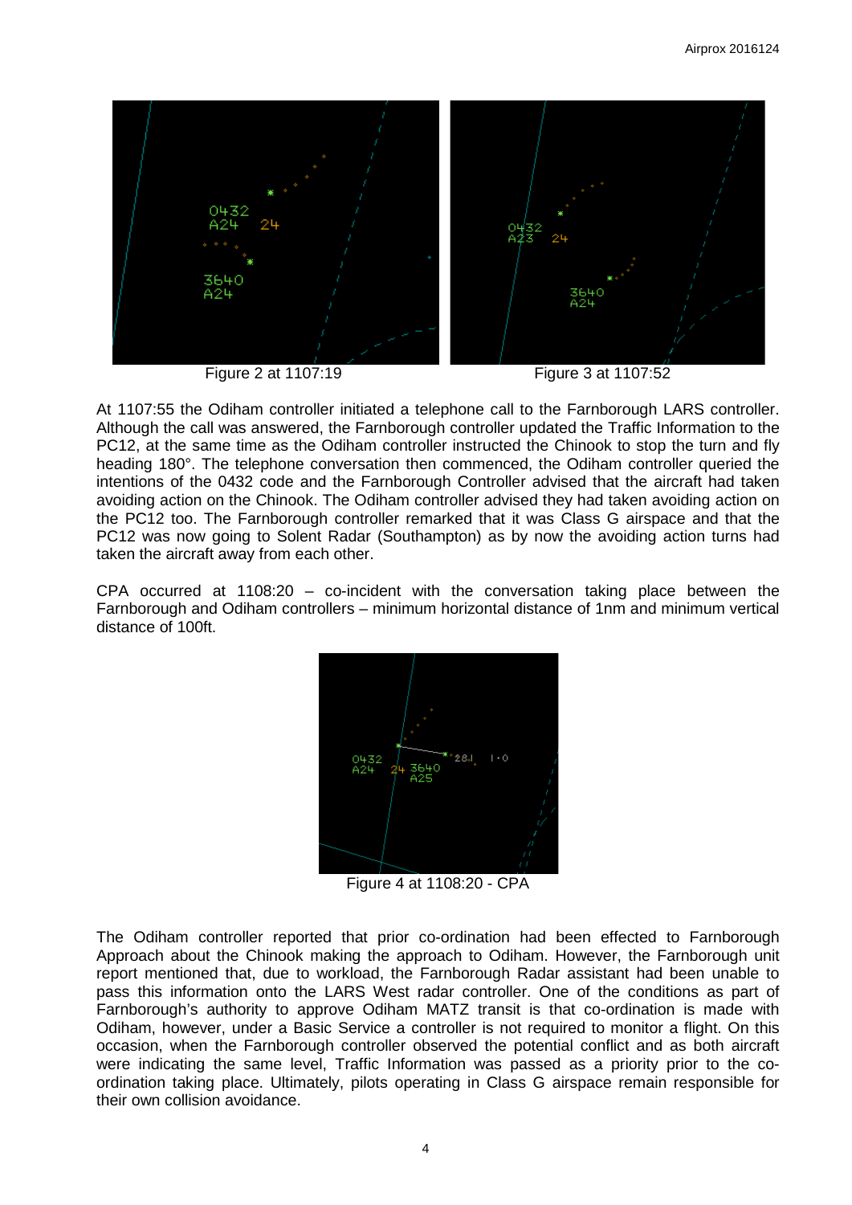Figure 2 at 1107:19

Figure 3 at 1107:52

At 1107:55 the Odiham controller initiated a telephone call to the Farnborough LARS controller. Although the call was answered, the Farnborough controller updated the Traffic Information to the PC12, at the same time as the Odiham controller instructed the Chinook to stop the turn and fly heading 180°. The telephone conversation then commenced, the Odiham controller queried the intentions of the 0432 code and the Farnborough Controller advised that the aircraft had taken avoiding action on the Chinook. The Odiham controller advised they had taken avoiding action on the PC12 too. The Farnborough controller remarked that it was Class G airspace and that the PC12 was now going to Solent Radar (Southampton) as by now the avoiding action turns had taken the aircraft away from each other.

CPA occurred at 1108:20 – co-incident with the conversation taking place between the Farnborough and Odiham controllers – minimum horizontal distance of 1nm and minimum vertical distance of 100ft.

Figure 4 at 1108:20 - CPA

The Odiham controller reported that prior co-ordination had been effected to Farnborough Approach about the Chinook making the approach to Odiham. However, the Farnborough unit report mentioned that, due to workload, the Farnborough Radar assistant had been unable to pass this information onto the LARS West radar controller. One of the conditions as part of Farnborough's authority to approve Odiham MATZ transit is that co-ordination is made with Odiham, however, under a Basic Service a controller is not required to monitor a flight. On this occasion, when the Farnborough controller observed the potential conflict and as both aircraft were indicating the same level, Traffic Information was passed as a priority prior to the co-ordination taking place. Ultimately, pilots operating in Class G airspace remain responsible for their own collision avoidance.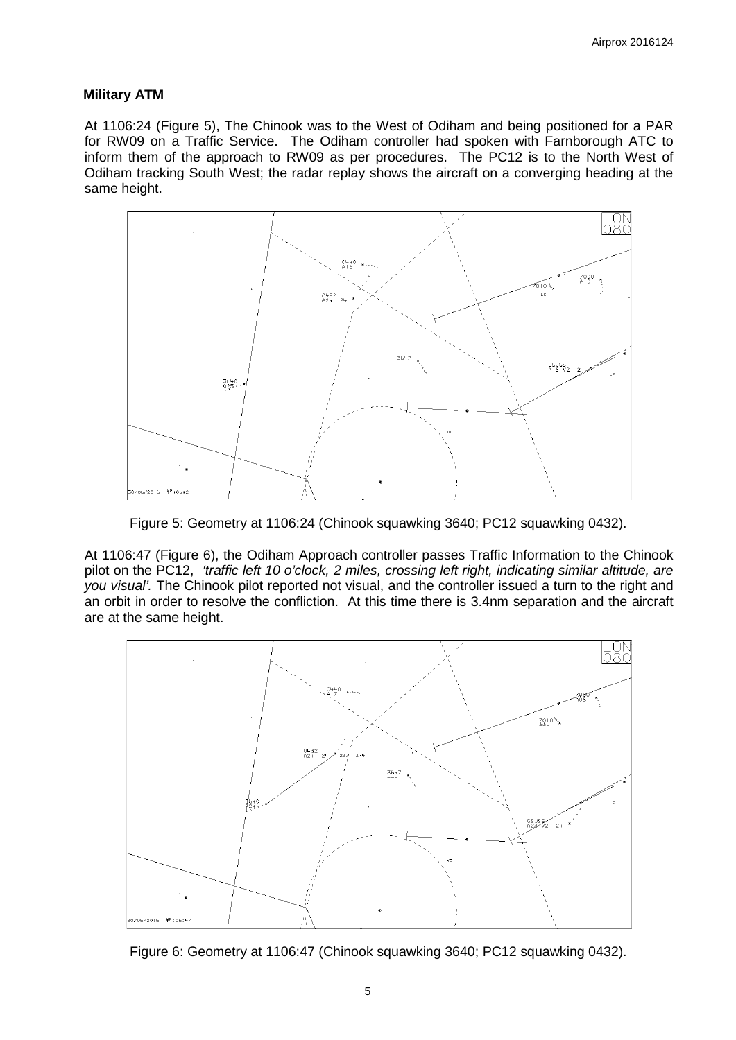## Military ATM

At 1106:24 (Figure 5), The Chinook was to the West of Odiham and being positioned for a PAR for RW09 on a Traffic Service. The Odiham controller had spoken with Farnborough ATC to inform them of the approach to RW09 as per procedures. The PC12 is to the North West of Odiham tracking South West; the radar replay shows the aircraft on a converging heading at the same height.

Figure 5: Geometry at 1106:24 (Chinook squawking 3640; PC12 squawking 0432).

At 1106:47 (Figure 6), the Odiham Approach controller passes Traffic Information to the Chinook pilot on the PC12, *'traffic left 10 o'clock, 2 miles, crossing left right, indicating similar altitude, are you visual'.* The Chinook pilot reported not visual, and the controller issued a turn to the right and an orbit in order to resolve the confliction. At this time there is 3.4nm separation and the aircraft are at the same height.

Figure 6: Geometry at 1106:47 (Chinook squawking 3640; PC12 squawking 0432).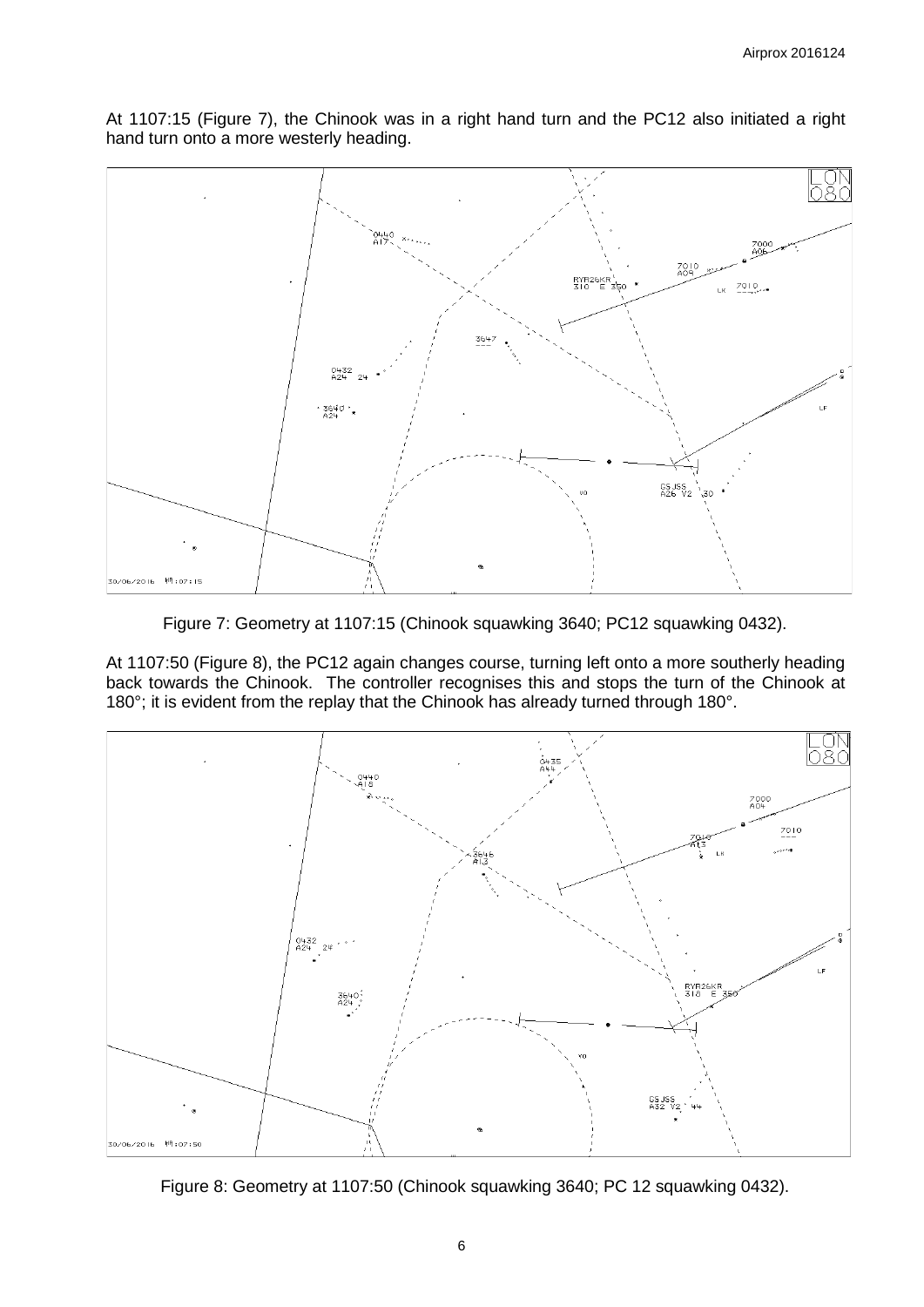At 1107:15 (Figure 7), the Chinook was in a right hand turn and the PC12 also initiated a right hand turn onto a more westerly heading.

Figure 7: Geometry at 1107:15 (Chinook squawking 3640; PC12 squawking 0432).

At 1107:50 (Figure 8), the PC12 again changes course, turning left onto a more southerly heading back towards the Chinook. The controller recognises this and stops the turn of the Chinook at 180°; it is evident from the replay that the Chinook has already turned through 180°.

Figure 8: Geometry at 1107:50 (Chinook squawking 3640; PC 12 squawking 0432).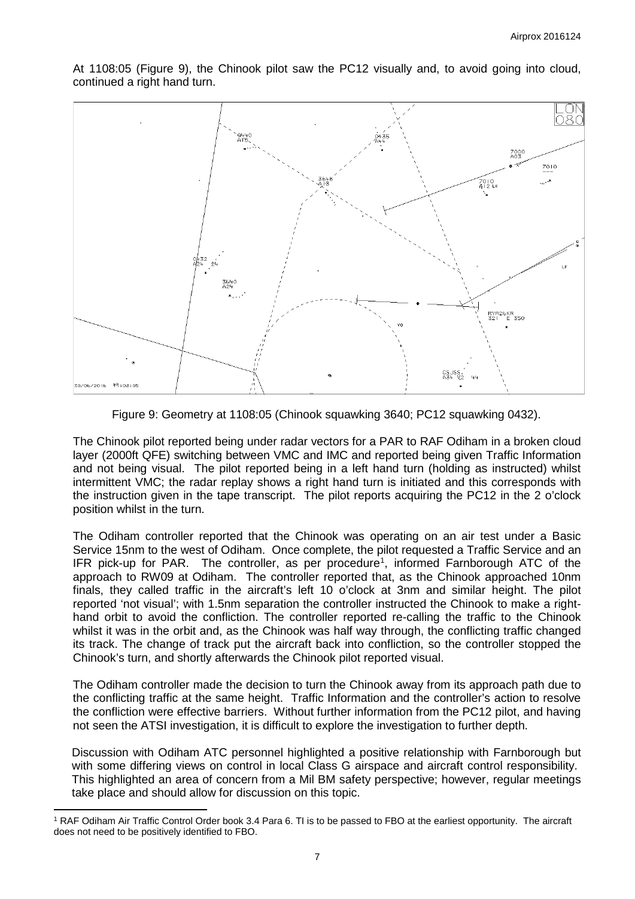At 1108:05 (Figure 9), the Chinook pilot saw the PC12 visually and, to avoid going into cloud, continued a right hand turn.

LON
080

0440
A19

0435
A44

7000
A03

7010

3646
A13

7010
A12 LK

0432
A24 24

3640
A24

RYR26KR
321 E 350

CSJSS
A34 V2 44

30/06/2016 11:08:05

Figure 9: Geometry at 1108:05 (Chinook squawking 3640; PC12 squawking 0432).

The Chinook pilot reported being under radar vectors for a PAR to RAF Odiham in a broken cloud layer (2000ft QFE) switching between VMC and IMC and reported being given Traffic Information and not being visual. The pilot reported being in a left hand turn (holding as instructed) whilst intermittent VMC; the radar replay shows a right hand turn is initiated and this corresponds with the instruction given in the tape transcript. The pilot reports acquiring the PC12 in the 2 o'clock position whilst in the turn.

The Odiham controller reported that the Chinook was operating on an air test under a Basic Service 15nm to the west of Odiham. Once complete, the pilot requested a Traffic Service and an IFR pick-up for PAR. The controller, as per procedure[1], informed Farnborough ATC of the approach to RW09 at Odiham. The controller reported that, as the Chinook approached 10nm finals, they called traffic in the aircraft's left 10 o'clock at 3nm and similar height. The pilot reported 'not visual'; with 1.5nm separation the controller instructed the Chinook to make a right-hand orbit to avoid the confliction. The controller reported re-calling the traffic to the Chinook whilst it was in the orbit and, as the Chinook was half way through, the conflicting traffic changed its track. The change of track put the aircraft back into confliction, so the controller stopped the Chinook's turn, and shortly afterwards the Chinook pilot reported visual.

The Odiham controller made the decision to turn the Chinook away from its approach path due to the conflicting traffic at the same height. Traffic Information and the controller's action to resolve the confliction were effective barriers. Without further information from the PC12 pilot, and having not seen the ATSI investigation, it is difficult to explore the investigation to further depth.

Discussion with Odiham ATC personnel highlighted a positive relationship with Farnborough but with some differing views on control in local Class G airspace and aircraft control responsibility. This highlighted an area of concern from a Mil BM safety perspective; however, regular meetings take place and should allow for discussion on this topic.

[1] RAF Odiham Air Traffic Control Order book 3.4 Para 6. TI is to be passed to FBO at the earliest opportunity. The aircraft does not need to be positively identified to FBO.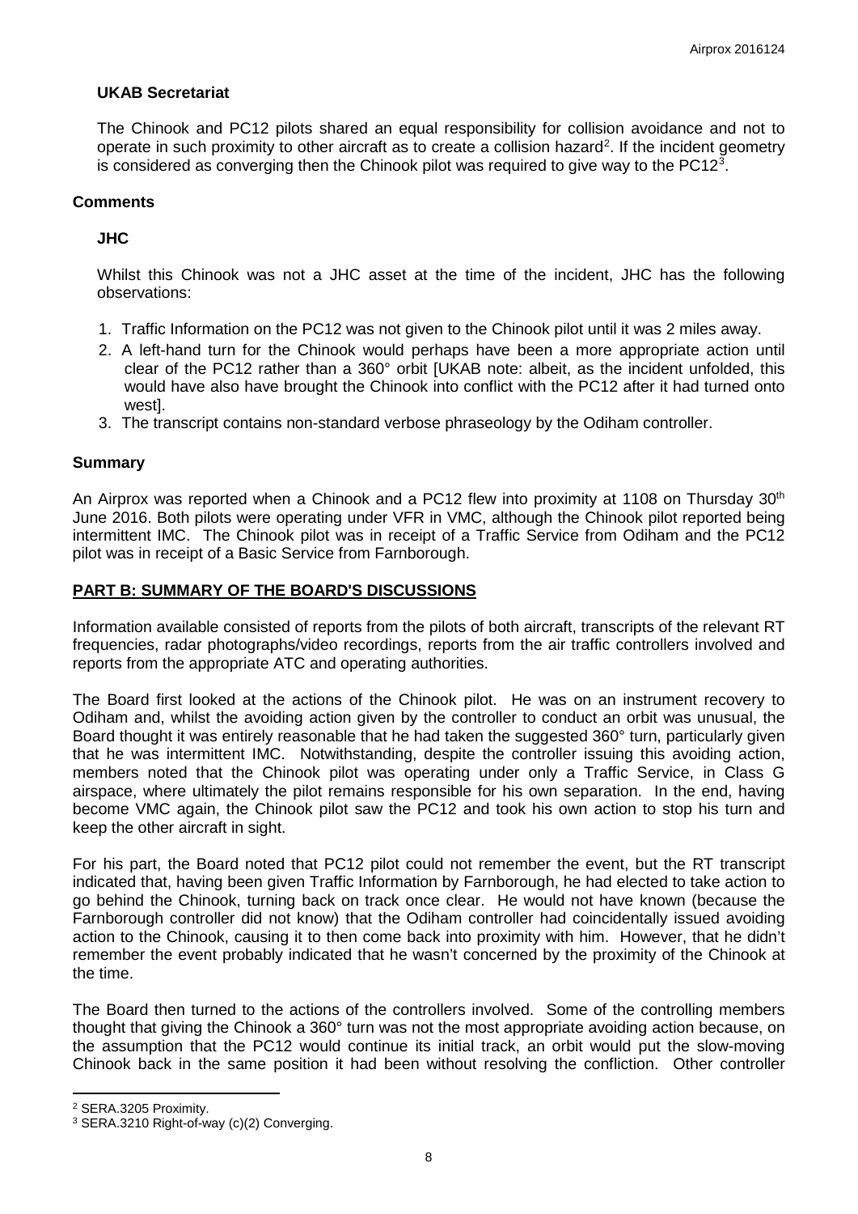### UKAB Secretariat

The Chinook and PC12 pilots shared an equal responsibility for collision avoidance and not to operate in such proximity to other aircraft as to create a collision hazard[2]. If the incident geometry is considered as converging then the Chinook pilot was required to give way to the PC12[3].

## Comments

### JHC

Whilst this Chinook was not a JHC asset at the time of the incident, JHC has the following observations:

1. Traffic Information on the PC12 was not given to the Chinook pilot until it was 2 miles away.
2. A left-hand turn for the Chinook would perhaps have been a more appropriate action until clear of the PC12 rather than a 360° orbit [UKAB note: albeit, as the incident unfolded, this would have also have brought the Chinook into conflict with the PC12 after it had turned onto west].
3. The transcript contains non-standard verbose phraseology by the Odiham controller.

## Summary

An Airprox was reported when a Chinook and a PC12 flew into proximity at 1108 on Thursday 30th June 2016. Both pilots were operating under VFR in VMC, although the Chinook pilot reported being intermittent IMC. The Chinook pilot was in receipt of a Traffic Service from Odiham and the PC12 pilot was in receipt of a Basic Service from Farnborough.

## PART B: SUMMARY OF THE BOARD'S DISCUSSIONS

Information available consisted of reports from the pilots of both aircraft, transcripts of the relevant RT frequencies, radar photographs/video recordings, reports from the air traffic controllers involved and reports from the appropriate ATC and operating authorities.

The Board first looked at the actions of the Chinook pilot. He was on an instrument recovery to Odiham and, whilst the avoiding action given by the controller to conduct an orbit was unusual, the Board thought it was entirely reasonable that he had taken the suggested 360° turn, particularly given that he was intermittent IMC. Notwithstanding, despite the controller issuing this avoiding action, members noted that the Chinook pilot was operating under only a Traffic Service, in Class G airspace, where ultimately the pilot remains responsible for his own separation. In the end, having become VMC again, the Chinook pilot saw the PC12 and took his own action to stop his turn and keep the other aircraft in sight.

For his part, the Board noted that PC12 pilot could not remember the event, but the RT transcript indicated that, having been given Traffic Information by Farnborough, he had elected to take action to go behind the Chinook, turning back on track once clear. He would not have known (because the Farnborough controller did not know) that the Odiham controller had coincidentally issued avoiding action to the Chinook, causing it to then come back into proximity with him. However, that he didn't remember the event probably indicated that he wasn't concerned by the proximity of the Chinook at the time.

The Board then turned to the actions of the controllers involved. Some of the controlling members thought that giving the Chinook a 360° turn was not the most appropriate avoiding action because, on the assumption that the PC12 would continue its initial track, an orbit would put the slow-moving Chinook back in the same position it had been without resolving the confliction. Other controller

[2] SERA.3205 Proximity.

[3] SERA.3210 Right-of-way (c)(2) Converging.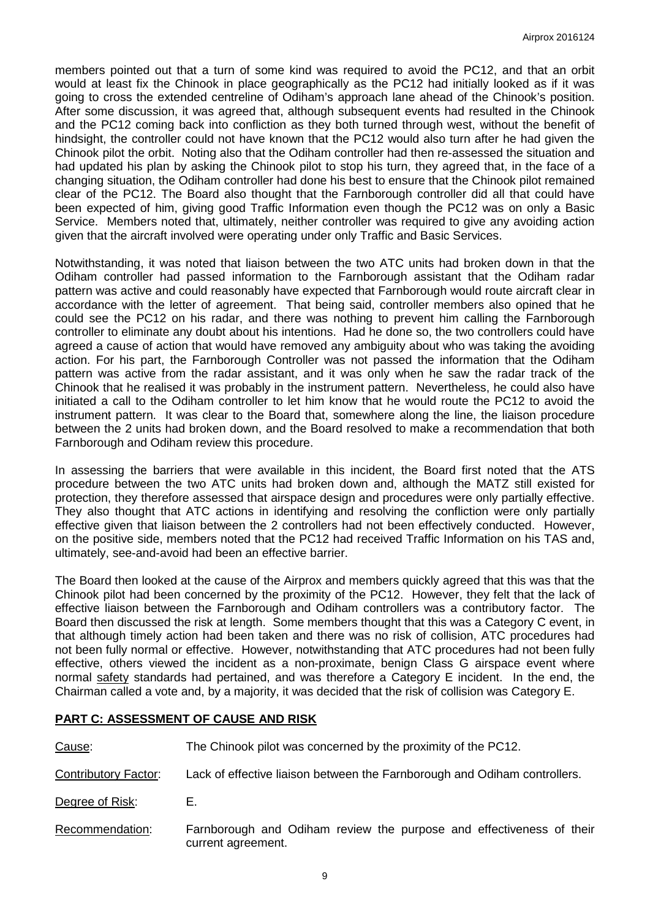members pointed out that a turn of some kind was required to avoid the PC12, and that an orbit would at least fix the Chinook in place geographically as the PC12 had initially looked as if it was going to cross the extended centreline of Odiham's approach lane ahead of the Chinook's position. After some discussion, it was agreed that, although subsequent events had resulted in the Chinook and the PC12 coming back into confliction as they both turned through west, without the benefit of hindsight, the controller could not have known that the PC12 would also turn after he had given the Chinook pilot the orbit. Noting also that the Odiham controller had then re-assessed the situation and had updated his plan by asking the Chinook pilot to stop his turn, they agreed that, in the face of a changing situation, the Odiham controller had done his best to ensure that the Chinook pilot remained clear of the PC12. The Board also thought that the Farnborough controller did all that could have been expected of him, giving good Traffic Information even though the PC12 was on only a Basic Service. Members noted that, ultimately, neither controller was required to give any avoiding action given that the aircraft involved were operating under only Traffic and Basic Services.

Notwithstanding, it was noted that liaison between the two ATC units had broken down in that the Odiham controller had passed information to the Farnborough assistant that the Odiham radar pattern was active and could reasonably have expected that Farnborough would route aircraft clear in accordance with the letter of agreement. That being said, controller members also opined that he could see the PC12 on his radar, and there was nothing to prevent him calling the Farnborough controller to eliminate any doubt about his intentions. Had he done so, the two controllers could have agreed a cause of action that would have removed any ambiguity about who was taking the avoiding action. For his part, the Farnborough Controller was not passed the information that the Odiham pattern was active from the radar assistant, and it was only when he saw the radar track of the Chinook that he realised it was probably in the instrument pattern. Nevertheless, he could also have initiated a call to the Odiham controller to let him know that he would route the PC12 to avoid the instrument pattern. It was clear to the Board that, somewhere along the line, the liaison procedure between the 2 units had broken down, and the Board resolved to make a recommendation that both Farnborough and Odiham review this procedure.

In assessing the barriers that were available in this incident, the Board first noted that the ATS procedure between the two ATC units had broken down and, although the MATZ still existed for protection, they therefore assessed that airspace design and procedures were only partially effective. They also thought that ATC actions in identifying and resolving the confliction were only partially effective given that liaison between the 2 controllers had not been effectively conducted. However, on the positive side, members noted that the PC12 had received Traffic Information on his TAS and, ultimately, see-and-avoid had been an effective barrier.

The Board then looked at the cause of the Airprox and members quickly agreed that this was that the Chinook pilot had been concerned by the proximity of the PC12. However, they felt that the lack of effective liaison between the Farnborough and Odiham controllers was a contributory factor. The Board then discussed the risk at length. Some members thought that this was a Category C event, in that although timely action had been taken and there was no risk of collision, ATC procedures had not been fully normal or effective. However, notwithstanding that ATC procedures had not been fully effective, others viewed the incident as a non-proximate, benign Class G airspace event where normal safety standards had pertained, and was therefore a Category E incident. In the end, the Chairman called a vote and, by a majority, it was decided that the risk of collision was Category E.

## PART C: ASSESSMENT OF CAUSE AND RISK

Cause: The Chinook pilot was concerned by the proximity of the PC12.

Contributory Factor: Lack of effective liaison between the Farnborough and Odiham controllers.

Degree of Risk: E.

Recommendation: Farnborough and Odiham review the purpose and effectiveness of their current agreement.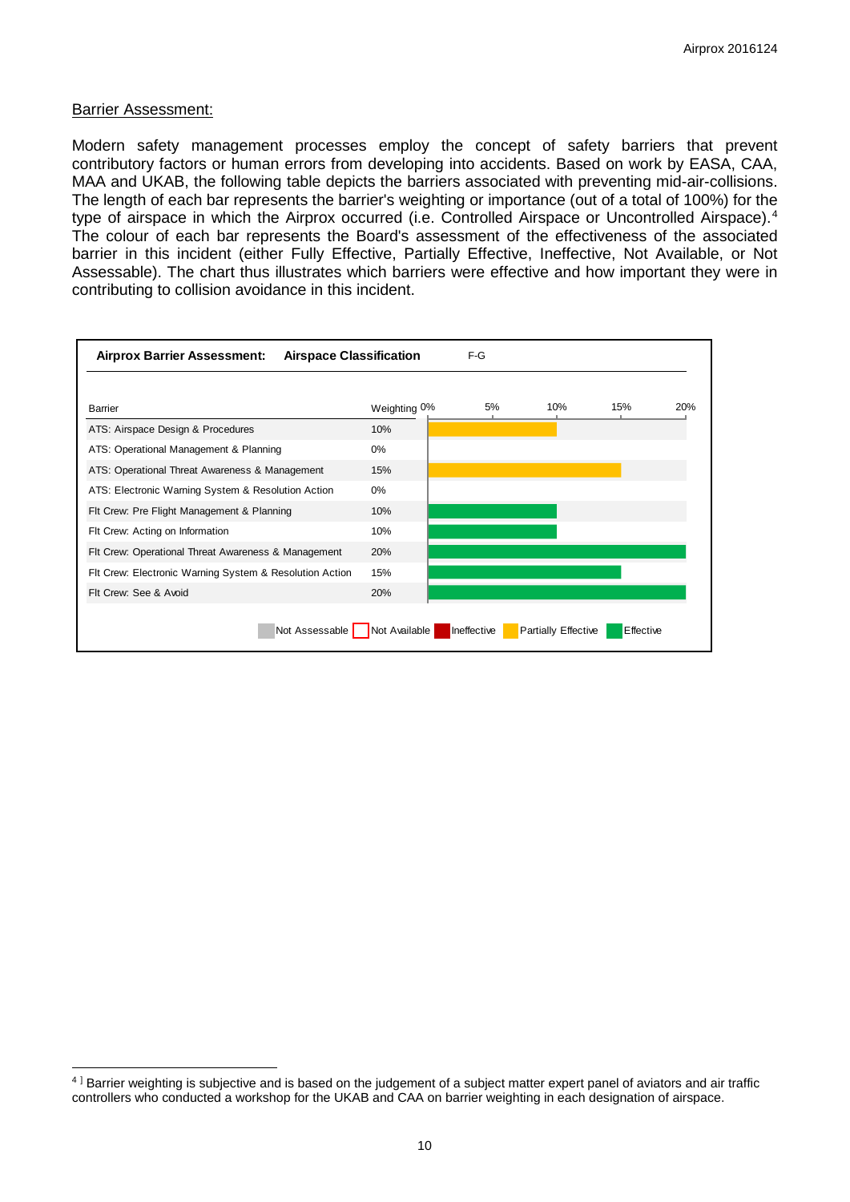Barrier Assessment:

Modern safety management processes employ the concept of safety barriers that prevent contributory factors or human errors from developing into accidents. Based on work by EASA, CAA, MAA and UKAB, the following table depicts the barriers associated with preventing mid-air-collisions. The length of each bar represents the barrier's weighting or importance (out of a total of 100%) for the type of airspace in which the Airprox occurred (i.e. Controlled Airspace or Uncontrolled Airspace).[4] The colour of each bar represents the Board's assessment of the effectiveness of the associated barrier in this incident (either Fully Effective, Partially Effective, Ineffective, Not Available, or Not Assessable). The chart thus illustrates which barriers were effective and how important they were in contributing to collision avoidance in this incident.

**Airprox Barrier Assessment:** **Airspace Classification** F-G

Barrier
Weighting
0%
5%
10%
15%
20%

ATS: Airspace Design & Procedures 10%
ATS: Operational Management & Planning 0%
ATS: Operational Threat Awareness & Management 15%
ATS: Electronic Warning System & Resolution Action 0%
Flt Crew: Pre Flight Management & Planning 10%
Flt Crew: Acting on Information 10%
Flt Crew: Operational Threat Awareness & Management 20%
Flt Crew: Electronic Warning System & Resolution Action 15%
Flt Crew: See & Avoid 20%

Not Assessable
Not Available
Ineffective
Partially Effective
Effective

[4] Barrier weighting is subjective and is based on the judgement of a subject matter expert panel of aviators and air traffic controllers who conducted a workshop for the UKAB and CAA on barrier weighting in each designation of airspace.